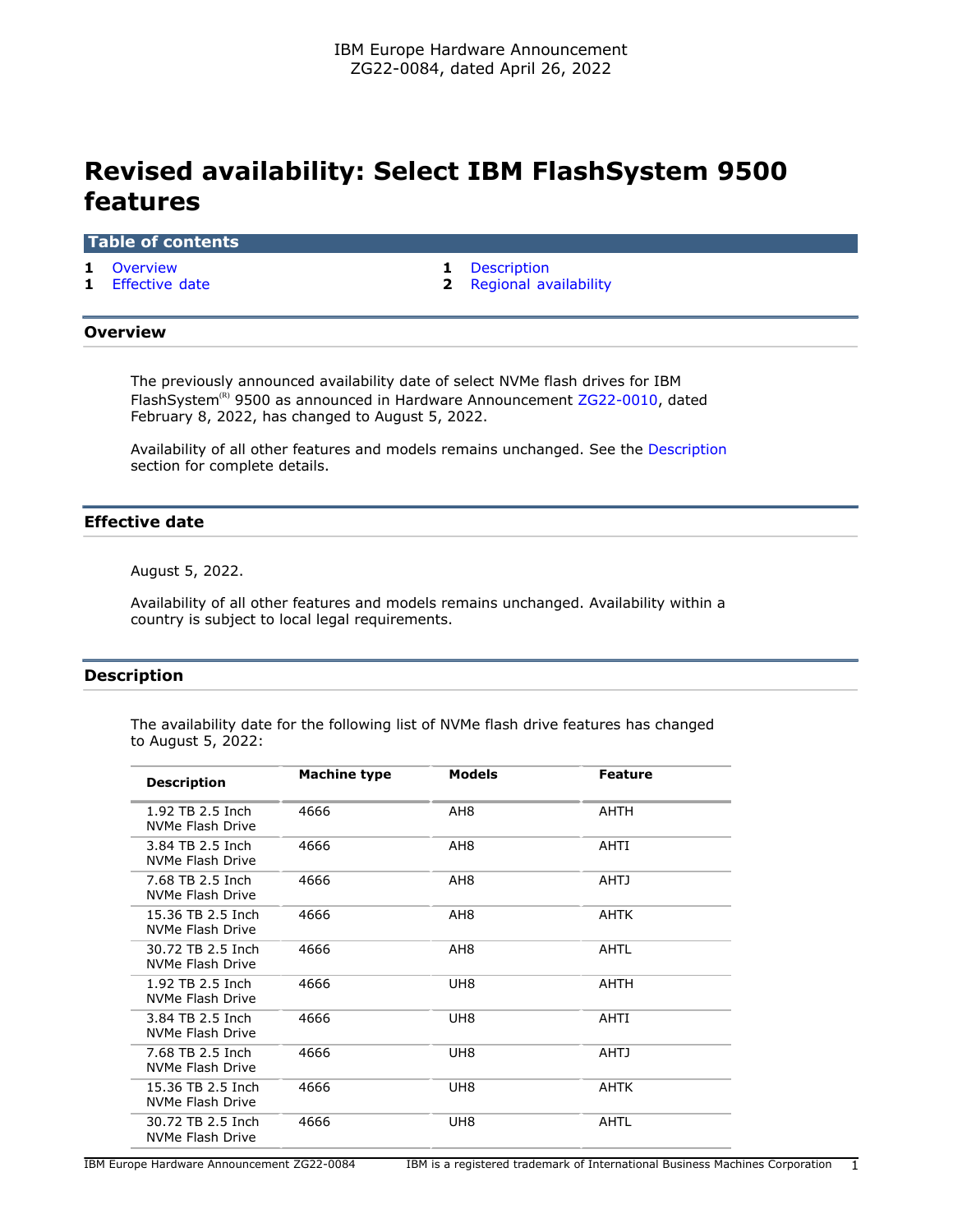IBM Europe Hardware Announcement
ZG22-0084, dated April 26, 2022

# Revised availability: Select IBM FlashSystem 9500 features

**Table of contents**

- 1 Overview
- 1 Effective date
- 1 Description
- 2 Regional availability

## Overview

The previously announced availability date of select NVMe flash drives for IBM FlashSystem(R) 9500 as announced in Hardware Announcement ZG22-0010, dated February 8, 2022, has changed to August 5, 2022.

Availability of all other features and models remains unchanged. See the Description section for complete details.

## Effective date

August 5, 2022.

Availability of all other features and models remains unchanged. Availability within a country is subject to local legal requirements.

## Description

The availability date for the following list of NVMe flash drive features has changed to August 5, 2022:

| Description | Machine type | Models | Feature |
|---|---|---|---|
| 1.92 TB 2.5 Inch NVMe Flash Drive | 4666 | AH8 | AHTH |
| 3.84 TB 2.5 Inch NVMe Flash Drive | 4666 | AH8 | AHTI |
| 7.68 TB 2.5 Inch NVMe Flash Drive | 4666 | AH8 | AHTJ |
| 15.36 TB 2.5 Inch NVMe Flash Drive | 4666 | AH8 | AHTK |
| 30.72 TB 2.5 Inch NVMe Flash Drive | 4666 | AH8 | AHTL |
| 1.92 TB 2.5 Inch NVMe Flash Drive | 4666 | UH8 | AHTH |
| 3.84 TB 2.5 Inch NVMe Flash Drive | 4666 | UH8 | AHTI |
| 7.68 TB 2.5 Inch NVMe Flash Drive | 4666 | UH8 | AHTJ |
| 15.36 TB 2.5 Inch NVMe Flash Drive | 4666 | UH8 | AHTK |
| 30.72 TB 2.5 Inch NVMe Flash Drive | 4666 | UH8 | AHTL |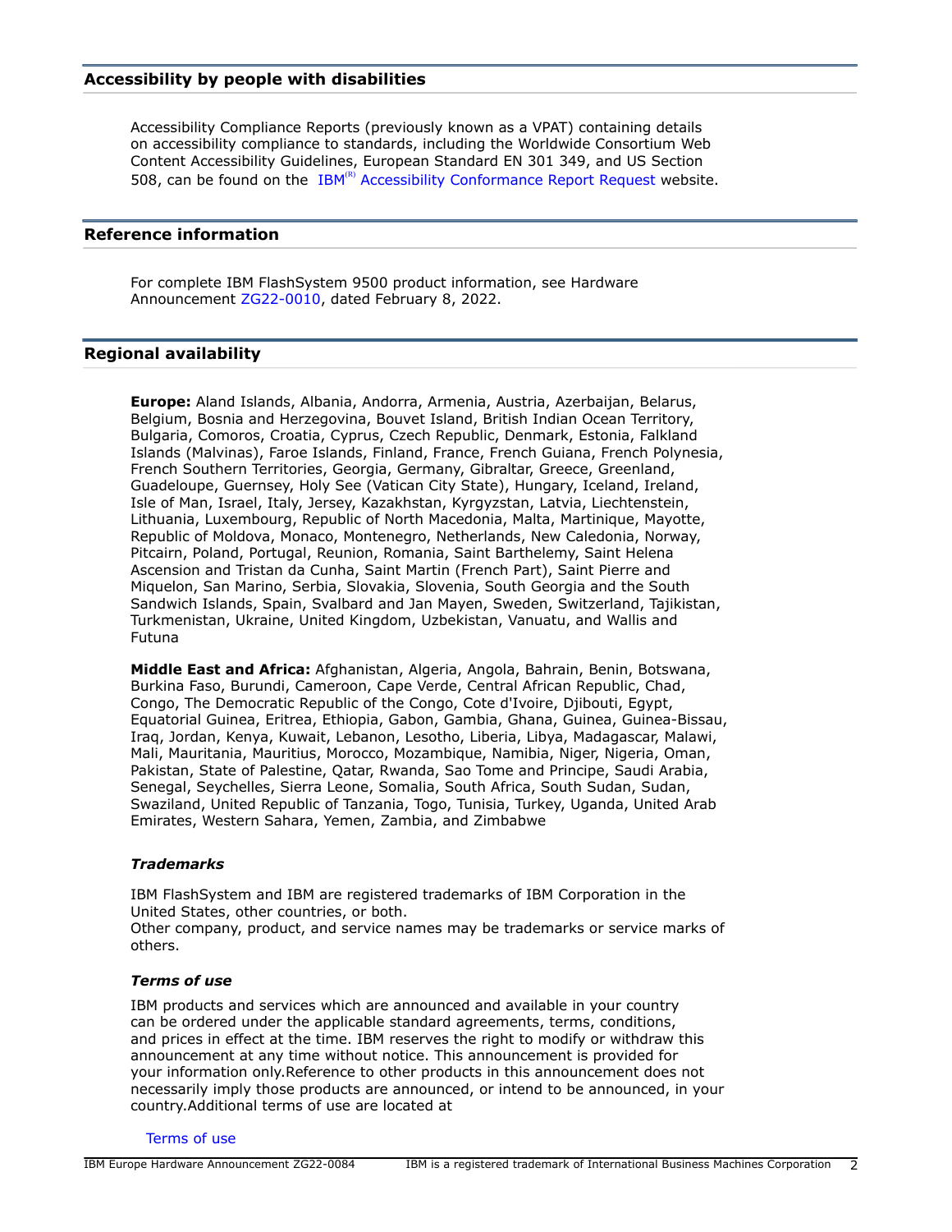## Accessibility by people with disabilities

Accessibility Compliance Reports (previously known as a VPAT) containing details on accessibility compliance to standards, including the Worldwide Consortium Web Content Accessibility Guidelines, European Standard EN 301 349, and US Section 508, can be found on the IBM(R) Accessibility Conformance Report Request website.

## Reference information

For complete IBM FlashSystem 9500 product information, see Hardware Announcement ZG22-0010, dated February 8, 2022.

## Regional availability

**Europe:** Aland Islands, Albania, Andorra, Armenia, Austria, Azerbaijan, Belarus, Belgium, Bosnia and Herzegovina, Bouvet Island, British Indian Ocean Territory, Bulgaria, Comoros, Croatia, Cyprus, Czech Republic, Denmark, Estonia, Falkland Islands (Malvinas), Faroe Islands, Finland, France, French Guiana, French Polynesia, French Southern Territories, Georgia, Germany, Gibraltar, Greece, Greenland, Guadeloupe, Guernsey, Holy See (Vatican City State), Hungary, Iceland, Ireland, Isle of Man, Israel, Italy, Jersey, Kazakhstan, Kyrgyzstan, Latvia, Liechtenstein, Lithuania, Luxembourg, Republic of North Macedonia, Malta, Martinique, Mayotte, Republic of Moldova, Monaco, Montenegro, Netherlands, New Caledonia, Norway, Pitcairn, Poland, Portugal, Reunion, Romania, Saint Barthelemy, Saint Helena Ascension and Tristan da Cunha, Saint Martin (French Part), Saint Pierre and Miquelon, San Marino, Serbia, Slovakia, Slovenia, South Georgia and the South Sandwich Islands, Spain, Svalbard and Jan Mayen, Sweden, Switzerland, Tajikistan, Turkmenistan, Ukraine, United Kingdom, Uzbekistan, Vanuatu, and Wallis and Futuna

**Middle East and Africa:** Afghanistan, Algeria, Angola, Bahrain, Benin, Botswana, Burkina Faso, Burundi, Cameroon, Cape Verde, Central African Republic, Chad, Congo, The Democratic Republic of the Congo, Cote d'Ivoire, Djibouti, Egypt, Equatorial Guinea, Eritrea, Ethiopia, Gabon, Gambia, Ghana, Guinea, Guinea-Bissau, Iraq, Jordan, Kenya, Kuwait, Lebanon, Lesotho, Liberia, Libya, Madagascar, Malawi, Mali, Mauritania, Mauritius, Morocco, Mozambique, Namibia, Niger, Nigeria, Oman, Pakistan, State of Palestine, Qatar, Rwanda, Sao Tome and Principe, Saudi Arabia, Senegal, Seychelles, Sierra Leone, Somalia, South Africa, South Sudan, Sudan, Swaziland, United Republic of Tanzania, Togo, Tunisia, Turkey, Uganda, United Arab Emirates, Western Sahara, Yemen, Zambia, and Zimbabwe

### *Trademarks*

IBM FlashSystem and IBM are registered trademarks of IBM Corporation in the United States, other countries, or both.
Other company, product, and service names may be trademarks or service marks of others.

### *Terms of use*

IBM products and services which are announced and available in your country can be ordered under the applicable standard agreements, terms, conditions, and prices in effect at the time. IBM reserves the right to modify or withdraw this announcement at any time without notice. This announcement is provided for your information only.Reference to other products in this announcement does not necessarily imply those products are announced, or intend to be announced, in your country.Additional terms of use are located at

Terms of use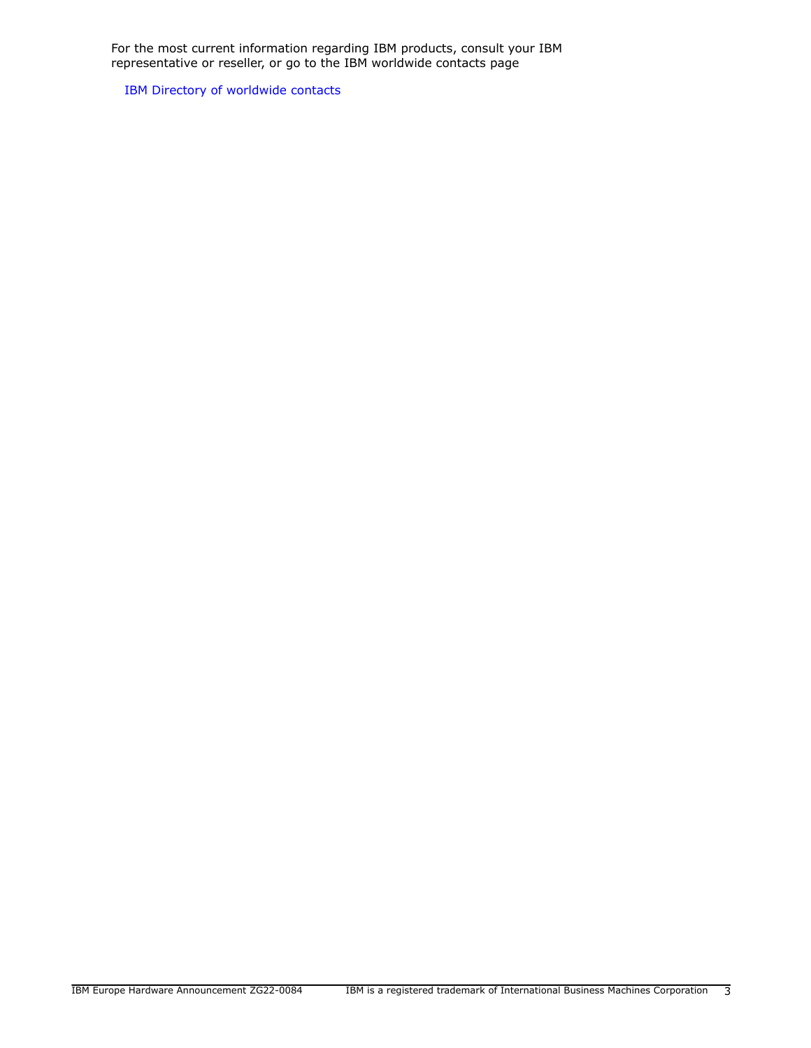For the most current information regarding IBM products, consult your IBM representative or reseller, or go to the IBM worldwide contacts page

IBM Directory of worldwide contacts